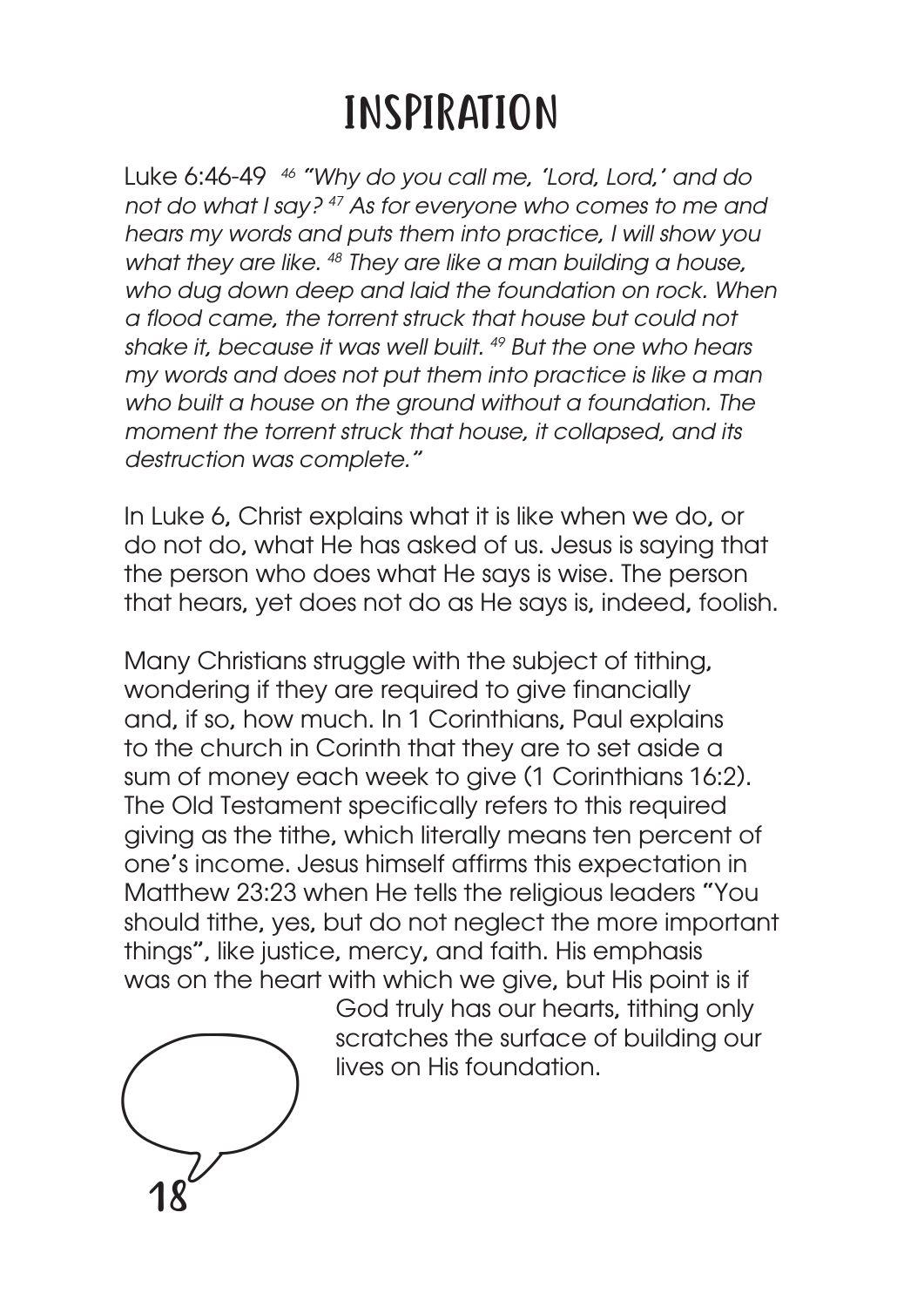# INSPIRATION

Luke 6:46-49 [46] *"Why do you call me, 'Lord, Lord,' and do not do what I say? [47] As for everyone who comes to me and hears my words and puts them into practice, I will show you what they are like. [48] They are like a man building a house, who dug down deep and laid the foundation on rock. When a flood came, the torrent struck that house but could not shake it, because it was well built. [49] But the one who hears my words and does not put them into practice is like a man who built a house on the ground without a foundation. The moment the torrent struck that house, it collapsed, and its destruction was complete."*

In Luke 6, Christ explains what it is like when we do, or do not do, what He has asked of us. Jesus is saying that the person who does what He says is wise. The person that hears, yet does not do as He says is, indeed, foolish.

Many Christians struggle with the subject of tithing, wondering if they are required to give financially and, if so, how much. In 1 Corinthians, Paul explains to the church in Corinth that they are to set aside a sum of money each week to give (1 Corinthians 16:2). The Old Testament specifically refers to this required giving as the tithe, which literally means ten percent of one's income. Jesus himself affirms this expectation in Matthew 23:23 when He tells the religious leaders "You should tithe, yes, but do not neglect the more important things", like justice, mercy, and faith. His emphasis was on the heart with which we give, but His point is if God truly has our hearts, tithing only scratches the surface of building our lives on His foundation.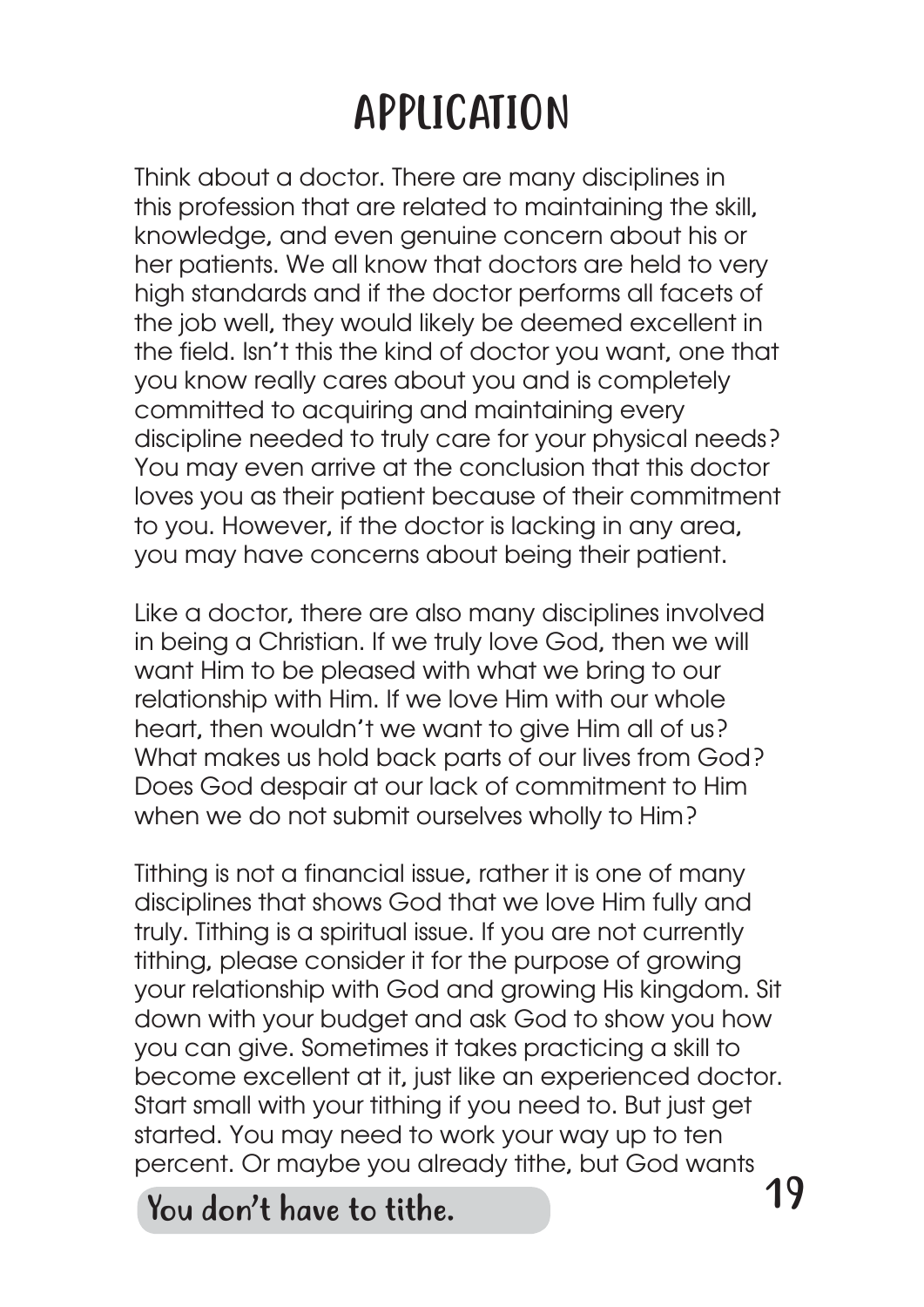# APPLICATION

Think about a doctor. There are many disciplines in this profession that are related to maintaining the skill, knowledge, and even genuine concern about his or her patients. We all know that doctors are held to very high standards and if the doctor performs all facets of the job well, they would likely be deemed excellent in the field. Isn't this the kind of doctor you want, one that you know really cares about you and is completely committed to acquiring and maintaining every discipline needed to truly care for your physical needs? You may even arrive at the conclusion that this doctor loves you as their patient because of their commitment to you. However, if the doctor is lacking in any area, you may have concerns about being their patient.

Like a doctor, there are also many disciplines involved in being a Christian. If we truly love God, then we will want Him to be pleased with what we bring to our relationship with Him. If we love Him with our whole heart, then wouldn't we want to give Him all of us? What makes us hold back parts of our lives from God? Does God despair at our lack of commitment to Him when we do not submit ourselves wholly to Him?

Tithing is not a financial issue, rather it is one of many disciplines that shows God that we love Him fully and truly. Tithing is a spiritual issue. If you are not currently tithing, please consider it for the purpose of growing your relationship with God and growing His kingdom. Sit down with your budget and ask God to show you how you can give. Sometimes it takes practicing a skill to become excellent at it, just like an experienced doctor. Start small with your tithing if you need to. But just get started. You may need to work your way up to ten percent. Or maybe you already tithe, but God wants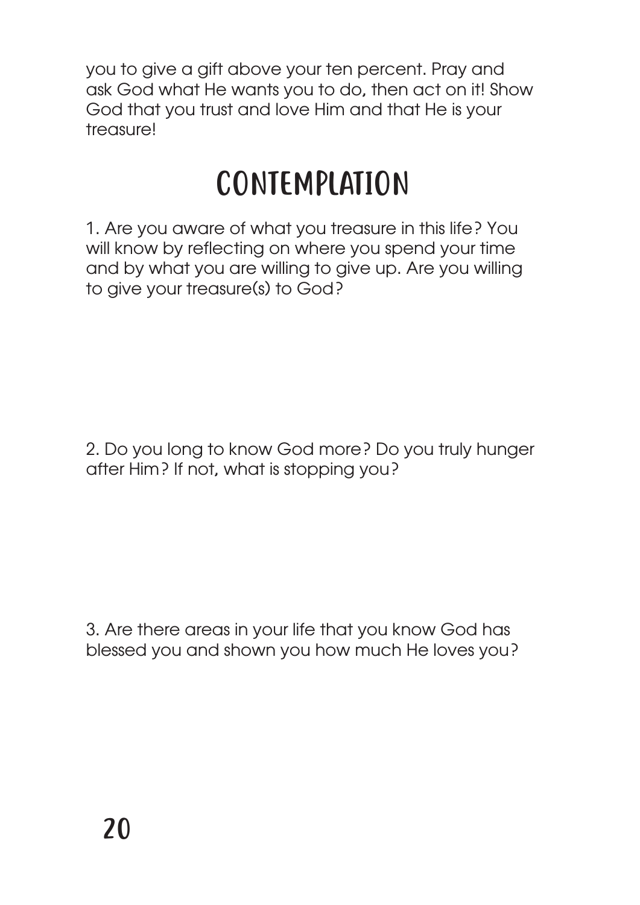you to give a gift above your ten percent. Pray and ask God what He wants you to do, then act on it! Show God that you trust and love Him and that He is your treasure!

# CONTEMPLATION

1. Are you aware of what you treasure in this life? You will know by reflecting on where you spend your time and by what you are willing to give up. Are you willing to give your treasure(s) to God?

2. Do you long to know God more? Do you truly hunger after Him? If not, what is stopping you?

3. Are there areas in your life that you know God has blessed you and shown you how much He loves you?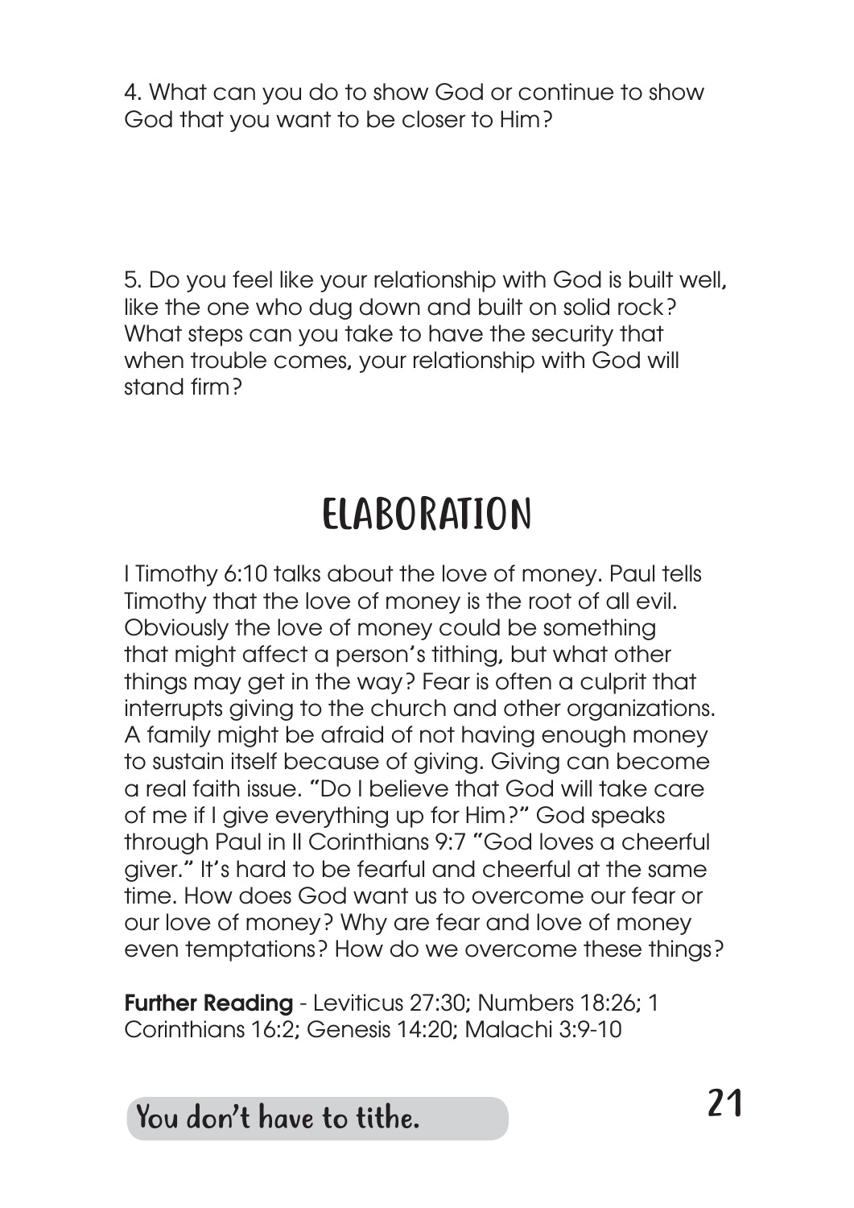4. What can you do to show God or continue to show God that you want to be closer to Him?

5. Do you feel like your relationship with God is built well, like the one who dug down and built on solid rock? What steps can you take to have the security that when trouble comes, your relationship with God will stand firm?

# ELABORATION

I Timothy 6:10 talks about the love of money. Paul tells Timothy that the love of money is the root of all evil. Obviously the love of money could be something that might affect a person's tithing, but what other things may get in the way? Fear is often a culprit that interrupts giving to the church and other organizations. A family might be afraid of not having enough money to sustain itself because of giving. Giving can become a real faith issue. "Do I believe that God will take care of me if I give everything up for Him?" God speaks through Paul in II Corinthians 9:7 "God loves a cheerful giver." It's hard to be fearful and cheerful at the same time. How does God want us to overcome our fear or our love of money? Why are fear and love of money even temptations? How do we overcome these things?

**Further Reading** - Leviticus 27:30; Numbers 18:26; 1 Corinthians 16:2; Genesis 14:20; Malachi 3:9-10